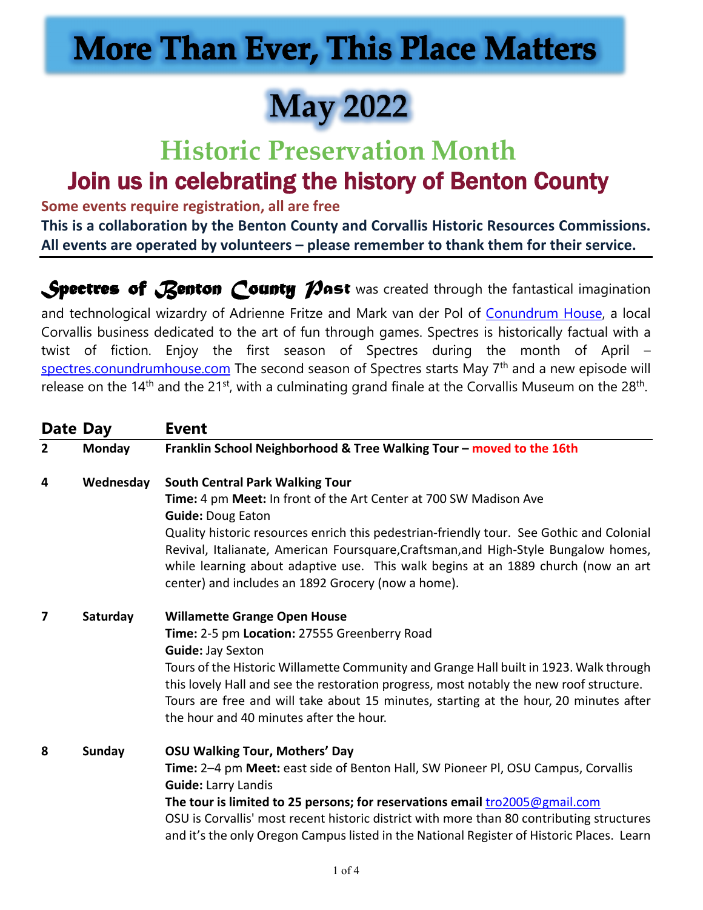# More Than Ever, This Place Matters

# May 2022

## Historic Preservation Month

## Join us in celebrating the history of Benton County

**Some events require registration, all are free**

**This is a collaboration by the Benton County and Corvallis Historic Resources Commissions. All events are operated by volunteers – please remember to thank them for their service.**

---

***Spectres of Benton County Past*** was created through the fantastical imagination and technological wizardry of Adrienne Fritze and Mark van der Pol of [Conundrum House](), a local Corvallis business dedicated to the art of fun through games. Spectres is historically factual with a twist of fiction. Enjoy the first season of Spectres during the month of April – [spectres.conundrumhouse.com]() The second season of Spectres starts May 7th and a new episode will release on the 14th and the 21st, with a culminating grand finale at the Corvallis Museum on the 28th.

| Date | Day | Event |
|---|---|---|
| 2 | Monday | **Franklin School Neighborhood & Tree Walking Tour – moved to the 16th** |
| 4 | Wednesday | **South Central Park Walking Tour**<br>**Time:** 4 pm **Meet:** In front of the Art Center at 700 SW Madison Ave<br>**Guide:** Doug Eaton<br>Quality historic resources enrich this pedestrian-friendly tour. See Gothic and Colonial Revival, Italianate, American Foursquare,Craftsman,and High-Style Bungalow homes, while learning about adaptive use. This walk begins at an 1889 church (now an art center) and includes an 1892 Grocery (now a home). |
| 7 | Saturday | **Willamette Grange Open House**<br>**Time:** 2-5 pm **Location:** 27555 Greenberry Road<br>**Guide:** Jay Sexton<br>Tours of the Historic Willamette Community and Grange Hall built in 1923. Walk through this lovely Hall and see the restoration progress, most notably the new roof structure. Tours are free and will take about 15 minutes, starting at the hour, 20 minutes after the hour and 40 minutes after the hour. |
| 8 | Sunday | **OSU Walking Tour, Mothers' Day**<br>**Time:** 2–4 pm **Meet:** east side of Benton Hall, SW Pioneer Pl, OSU Campus, Corvallis<br>**Guide:** Larry Landis<br>**The tour is limited to 25 persons; for reservations email** [tro2005@gmail.com]()<br>OSU is Corvallis' most recent historic district with more than 80 contributing structures and it's the only Oregon Campus listed in the National Register of Historic Places. Learn |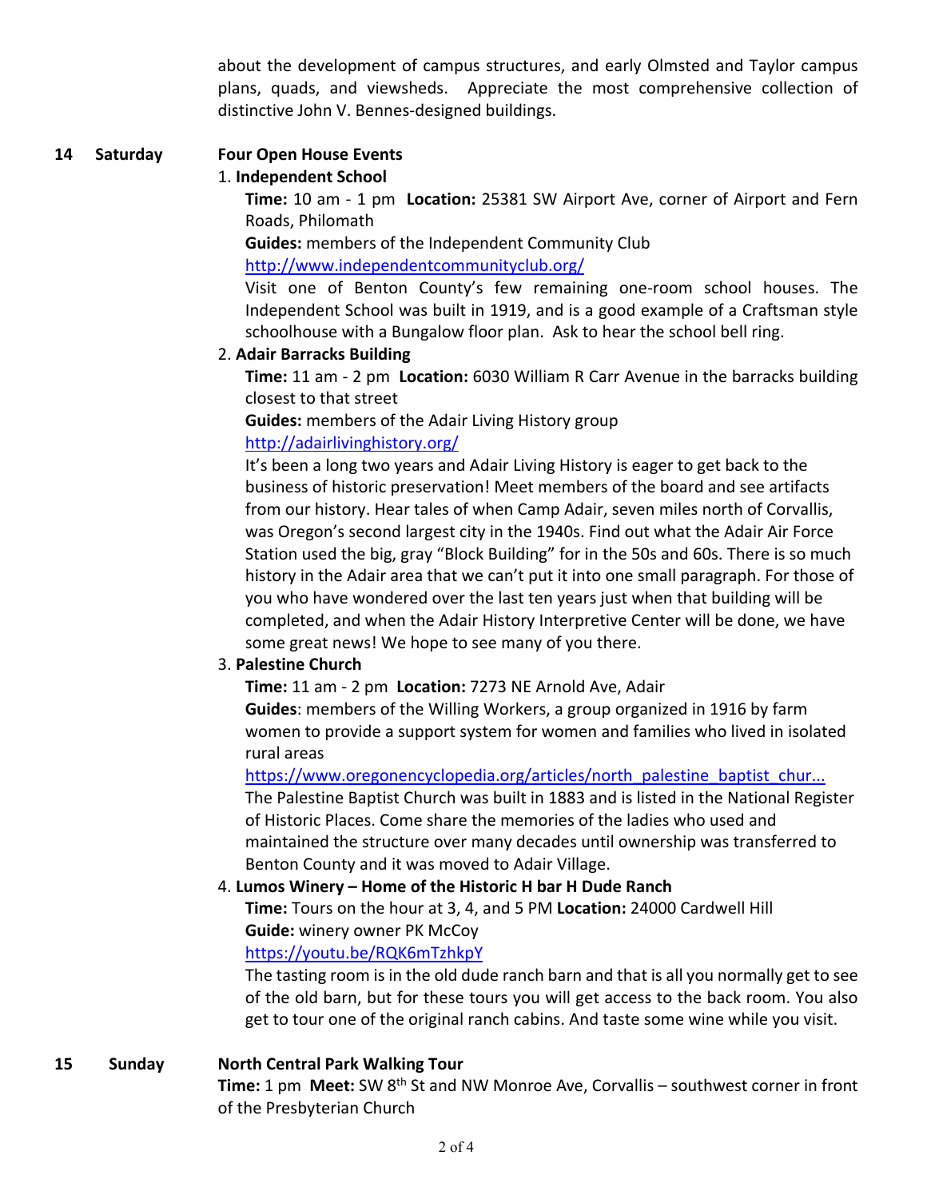about the development of campus structures, and early Olmsted and Taylor campus plans, quads, and viewsheds. Appreciate the most comprehensive collection of distinctive John V. Bennes-designed buildings.

**14 Saturday** **Four Open House Events**

1. **Independent School**

   **Time:** 10 am - 1 pm **Location:** 25381 SW Airport Ave, corner of Airport and Fern Roads, Philomath

   **Guides:** members of the Independent Community Club

   http://www.independentcommunityclub.org/

   Visit one of Benton County's few remaining one-room school houses. The Independent School was built in 1919, and is a good example of a Craftsman style schoolhouse with a Bungalow floor plan. Ask to hear the school bell ring.

2. **Adair Barracks Building**

   **Time:** 11 am - 2 pm **Location:** 6030 William R Carr Avenue in the barracks building closest to that street

   **Guides:** members of the Adair Living History group

   http://adairlivinghistory.org/

   It's been a long two years and Adair Living History is eager to get back to the business of historic preservation! Meet members of the board and see artifacts from our history. Hear tales of when Camp Adair, seven miles north of Corvallis, was Oregon's second largest city in the 1940s. Find out what the Adair Air Force Station used the big, gray "Block Building" for in the 50s and 60s. There is so much history in the Adair area that we can't put it into one small paragraph. For those of you who have wondered over the last ten years just when that building will be completed, and when the Adair History Interpretive Center will be done, we have some great news! We hope to see many of you there.

3. **Palestine Church**

   **Time:** 11 am - 2 pm **Location:** 7273 NE Arnold Ave, Adair

   **Guides**: members of the Willing Workers, a group organized in 1916 by farm women to provide a support system for women and families who lived in isolated rural areas

   https://www.oregonencyclopedia.org/articles/north_palestine_baptist_chur...

   The Palestine Baptist Church was built in 1883 and is listed in the National Register of Historic Places. Come share the memories of the ladies who used and maintained the structure over many decades until ownership was transferred to Benton County and it was moved to Adair Village.

4. **Lumos Winery – Home of the Historic H bar H Dude Ranch**

   **Time:** Tours on the hour at 3, 4, and 5 PM **Location:** 24000 Cardwell Hill

   **Guide:** winery owner PK McCoy

   https://youtu.be/RQK6mTzhkpY

   The tasting room is in the old dude ranch barn and that is all you normally get to see of the old barn, but for these tours you will get access to the back room. You also get to tour one of the original ranch cabins. And taste some wine while you visit.

**15 Sunday** **North Central Park Walking Tour**

**Time:** 1 pm **Meet:** SW 8th St and NW Monroe Ave, Corvallis – southwest corner in front of the Presbyterian Church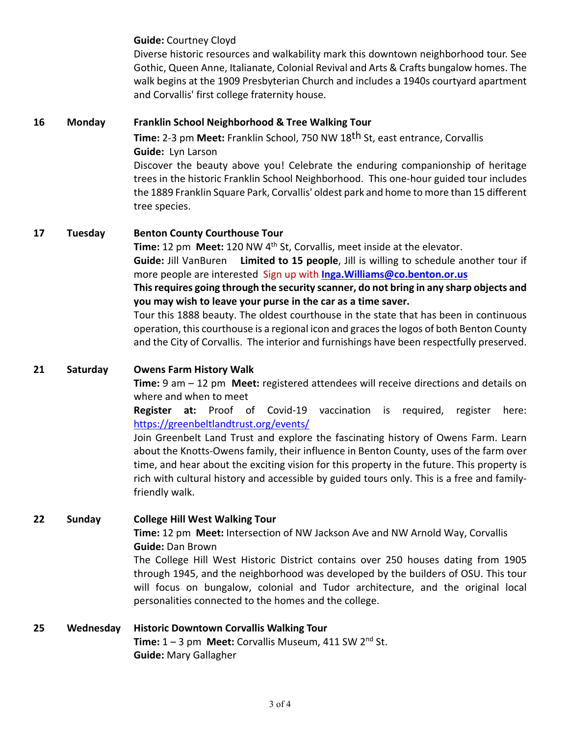**Guide:** Courtney Cloyd

Diverse historic resources and walkability mark this downtown neighborhood tour. See Gothic, Queen Anne, Italianate, Colonial Revival and Arts & Crafts bungalow homes. The walk begins at the 1909 Presbyterian Church and includes a 1940s courtyard apartment and Corvallis' first college fraternity house.

**16 Monday** **Franklin School Neighborhood & Tree Walking Tour**

**Time:** 2-3 pm **Meet:** Franklin School, 750 NW 18th St, east entrance, Corvallis

**Guide:** Lyn Larson

Discover the beauty above you! Celebrate the enduring companionship of heritage trees in the historic Franklin School Neighborhood. This one-hour guided tour includes the 1889 Franklin Square Park, Corvallis' oldest park and home to more than 15 different tree species.

**17 Tuesday** **Benton County Courthouse Tour**

**Time:** 12 pm **Meet:** 120 NW 4th St, Corvallis, meet inside at the elevator.

**Guide:** Jill VanBuren **Limited to 15 people**, Jill is willing to schedule another tour if more people are interested Sign up with **Inga.Williams@co.benton.or.us**

**This requires going through the security scanner, do not bring in any sharp objects and you may wish to leave your purse in the car as a time saver.**

Tour this 1888 beauty. The oldest courthouse in the state that has been in continuous operation, this courthouse is a regional icon and graces the logos of both Benton County and the City of Corvallis. The interior and furnishings have been respectfully preserved.

**21 Saturday** **Owens Farm History Walk**

**Time:** 9 am – 12 pm **Meet:** registered attendees will receive directions and details on where and when to meet

**Register at:** Proof of Covid-19 vaccination is required, register here: https://greenbeltlandtrust.org/events/

Join Greenbelt Land Trust and explore the fascinating history of Owens Farm. Learn about the Knotts-Owens family, their influence in Benton County, uses of the farm over time, and hear about the exciting vision for this property in the future. This property is rich with cultural history and accessible by guided tours only. This is a free and family-friendly walk.

**22 Sunday** **College Hill West Walking Tour**

**Time:** 12 pm **Meet:** Intersection of NW Jackson Ave and NW Arnold Way, Corvallis

**Guide:** Dan Brown

The College Hill West Historic District contains over 250 houses dating from 1905 through 1945, and the neighborhood was developed by the builders of OSU. This tour will focus on bungalow, colonial and Tudor architecture, and the original local personalities connected to the homes and the college.

**25 Wednesday** **Historic Downtown Corvallis Walking Tour**

**Time:** 1 – 3 pm **Meet:** Corvallis Museum, 411 SW 2nd St.

**Guide:** Mary Gallagher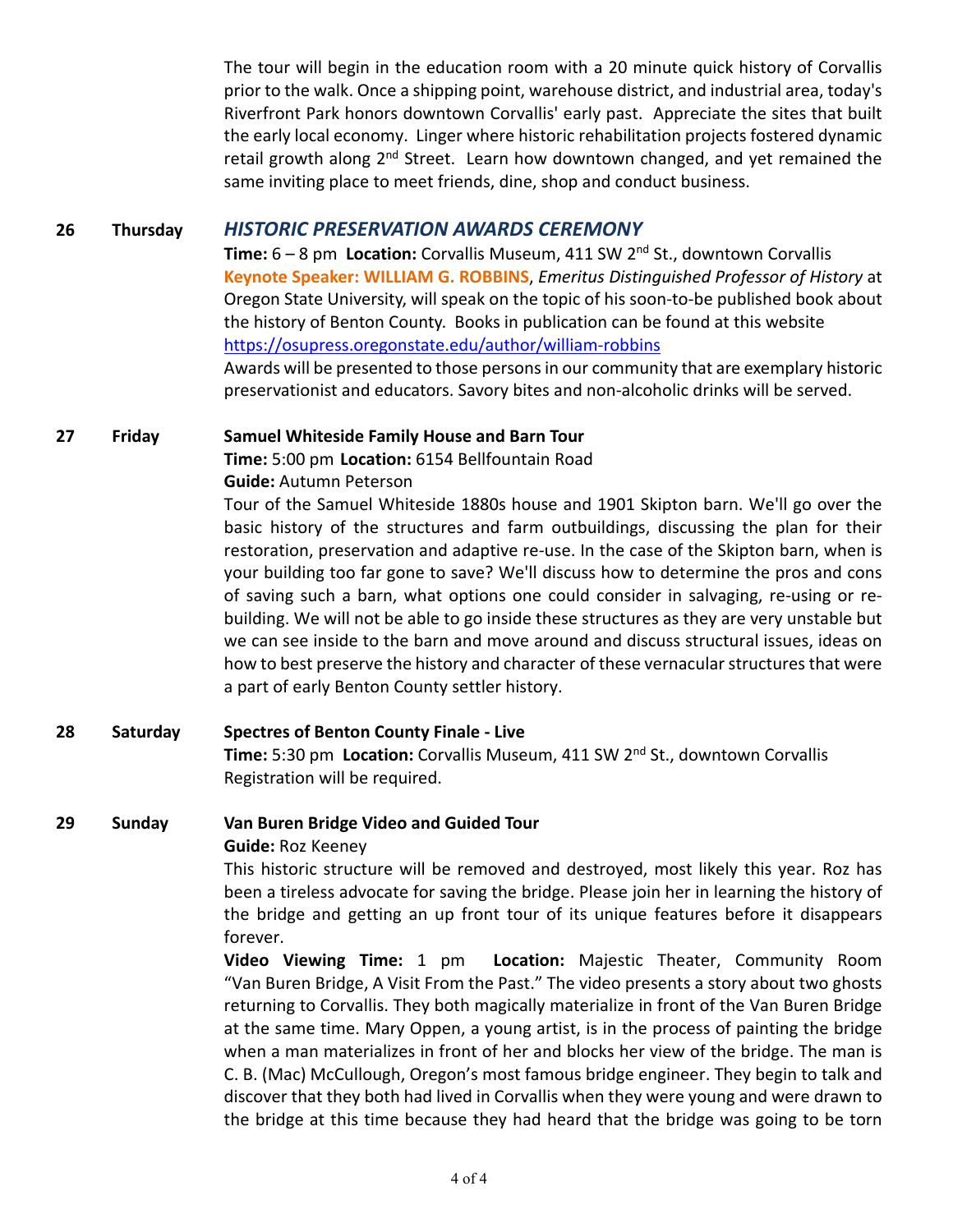The tour will begin in the education room with a 20 minute quick history of Corvallis prior to the walk. Once a shipping point, warehouse district, and industrial area, today's Riverfront Park honors downtown Corvallis' early past. Appreciate the sites that built the early local economy. Linger where historic rehabilitation projects fostered dynamic retail growth along 2nd Street. Learn how downtown changed, and yet remained the same inviting place to meet friends, dine, shop and conduct business.

**26 Thursday** ***HISTORIC PRESERVATION AWARDS CEREMONY***

**Time:** 6 – 8 pm **Location:** Corvallis Museum, 411 SW 2nd St., downtown Corvallis

**Keynote Speaker: WILLIAM G. ROBBINS**, *Emeritus Distinguished Professor of History* at Oregon State University, will speak on the topic of his soon-to-be published book about the history of Benton County. Books in publication can be found at this website https://osupress.oregonstate.edu/author/william-robbins

Awards will be presented to those persons in our community that are exemplary historic preservationist and educators. Savory bites and non-alcoholic drinks will be served.

**27 Friday** **Samuel Whiteside Family House and Barn Tour**

**Time:** 5:00 pm **Location:** 6154 Bellfountain Road

**Guide:** Autumn Peterson

Tour of the Samuel Whiteside 1880s house and 1901 Skipton barn. We'll go over the basic history of the structures and farm outbuildings, discussing the plan for their restoration, preservation and adaptive re-use. In the case of the Skipton barn, when is your building too far gone to save? We'll discuss how to determine the pros and cons of saving such a barn, what options one could consider in salvaging, re-using or re-building. We will not be able to go inside these structures as they are very unstable but we can see inside to the barn and move around and discuss structural issues, ideas on how to best preserve the history and character of these vernacular structures that were a part of early Benton County settler history.

**28 Saturday** **Spectres of Benton County Finale - Live**

**Time:** 5:30 pm **Location:** Corvallis Museum, 411 SW 2nd St., downtown Corvallis

Registration will be required.

**29 Sunday** **Van Buren Bridge Video and Guided Tour**

**Guide:** Roz Keeney

This historic structure will be removed and destroyed, most likely this year. Roz has been a tireless advocate for saving the bridge. Please join her in learning the history of the bridge and getting an up front tour of its unique features before it disappears forever.

**Video Viewing Time:** 1 pm **Location:** Majestic Theater, Community Room "Van Buren Bridge, A Visit From the Past." The video presents a story about two ghosts returning to Corvallis. They both magically materialize in front of the Van Buren Bridge at the same time. Mary Oppen, a young artist, is in the process of painting the bridge when a man materializes in front of her and blocks her view of the bridge. The man is C. B. (Mac) McCullough, Oregon's most famous bridge engineer. They begin to talk and discover that they both had lived in Corvallis when they were young and were drawn to the bridge at this time because they had heard that the bridge was going to be torn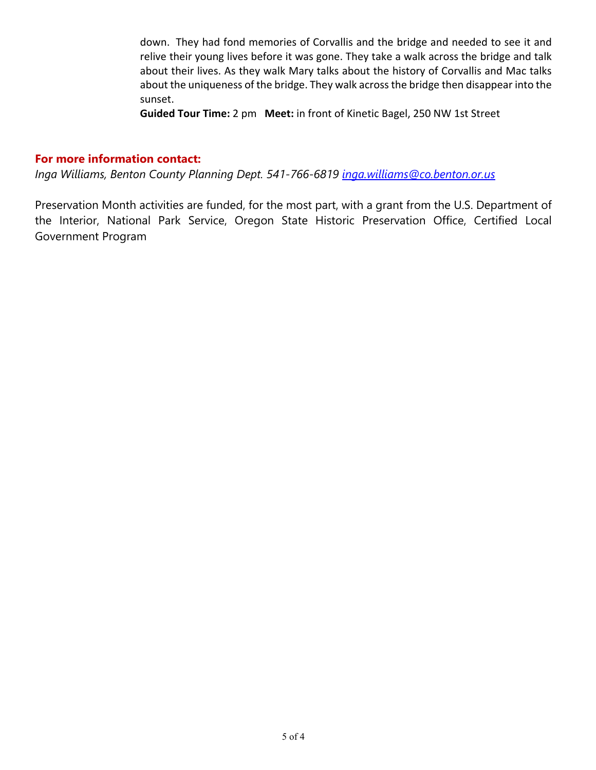down. They had fond memories of Corvallis and the bridge and needed to see it and relive their young lives before it was gone. They take a walk across the bridge and talk about their lives. As they walk Mary talks about the history of Corvallis and Mac talks about the uniqueness of the bridge. They walk across the bridge then disappear into the sunset.

**Guided Tour Time:** 2 pm **Meet:** in front of Kinetic Bagel, 250 NW 1st Street

**For more information contact:**

*Inga Williams, Benton County Planning Dept. 541-766-6819 [inga.williams@co.benton.or.us](mailto:inga.williams@co.benton.or.us)*

Preservation Month activities are funded, for the most part, with a grant from the U.S. Department of the Interior, National Park Service, Oregon State Historic Preservation Office, Certified Local Government Program